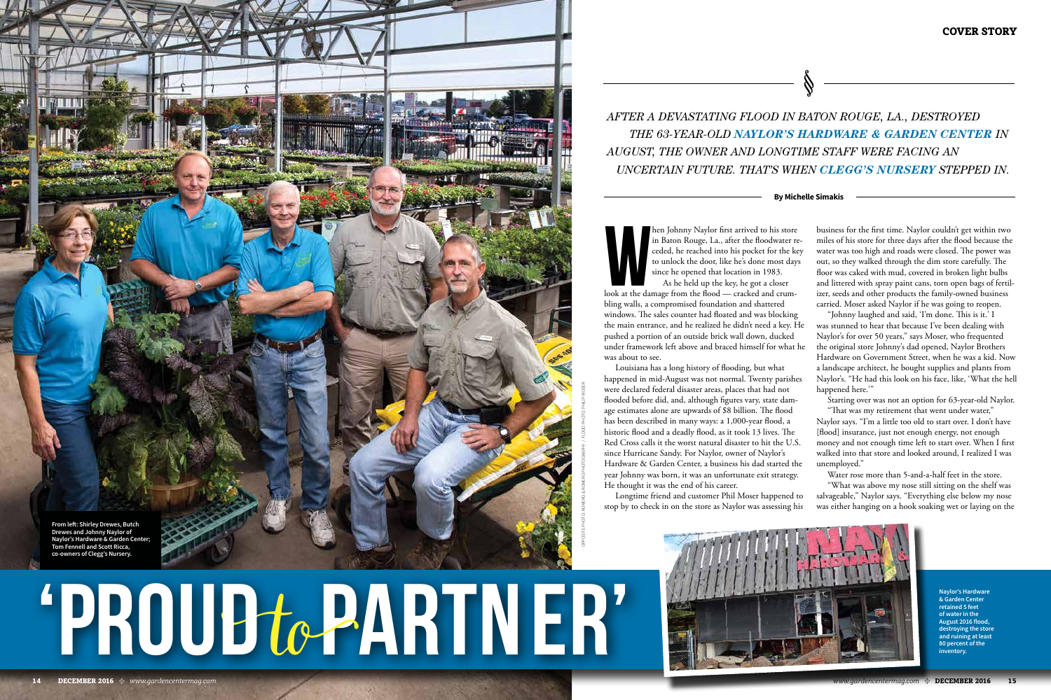# 'PROUD to PARTNER'

*AFTER A DEVASTATING FLOOD IN BATON ROUGE, LA., DESTROYED THE 63-YEAR-OLD **NAYLOR'S HARDWARE & GARDEN CENTER** IN AUGUST, THE OWNER AND LONGTIME STAFF WERE FACING AN UNCERTAIN FUTURE. THAT'S WHEN **CLEGG'S NURSERY** STEPPED IN.*

**By Michelle Simakis**

From left: Shirley Drewes, Butch Drewes and Johnny Naylor of Naylor's Hardware & Garden Center; Tom Fennell and Scott Ricca, co-owners of Clegg's Nursery.

When Johnny Naylor first arrived to his store in Baton Rouge, La., after the floodwater receded, he reached into his pocket for the key to unlock the door, like he's done most days since he opened that location in 1983.

As he held up the key, he got a closer look at the damage from the flood — cracked and crumbling walls, a compromised foundation and shattered windows. The sales counter had floated and was blocking the main entrance, and he realized he didn't need a key. He pushed a portion of an outside brick wall down, ducked under framework left above and braced himself for what he was about to see.

Louisiana has a long history of flooding, but what happened in mid-August was not normal. Twenty parishes were declared federal disaster areas, places that had not flooded before did, and, although figures vary, state damage estimates alone are upwards of $8 billion. The flood has been described in many ways: a 1,000-year flood, a historic flood and a deadly flood, as it took 13 lives. The Red Cross calls it the worst natural disaster to hit the U.S. since Hurricane Sandy. For Naylor, owner of Naylor's Hardware & Garden Center, a business his dad started the year Johnny was born, it was an unfortunate exit strategy. He thought it was the end of his career.

Longtime friend and customer Phil Moser happened to stop by to check in on the store as Naylor was assessing his business for the first time. Naylor couldn't get within two miles of his store for three days after the flood because the water was too high and roads were closed. The power was out, so they walked through the dim store carefully. The floor was caked with mud, covered in broken light bulbs and littered with spray paint cans, torn open bags of fertilizer, seeds and other products the family-owned business carried. Moser asked Naylor if he was going to reopen.

"Johnny laughed and said, 'I'm done. This is it.' I was stunned to hear that because I've been dealing with Naylor's for over 50 years," says Moser, who frequented the original store Johnny's dad opened, Naylor Brothers Hardware on Government Street, when he was a kid. Now a landscape architect, he bought supplies and plants from Naylor's. "He had this look on his face, like, 'What the hell happened here.'"

Starting over was not an option for 63-year-old Naylor.

"That was my retirement that went under water," Naylor says. "I'm a little too old to start over. I don't have [flood] insurance, just not enough energy, not enough money and not enough time left to start over. When I first walked into that store and looked around, I realized I was unemployed."

Water rose more than 5-and-a-half feet in the store.

"What was above my nose still sitting on the shelf was salvageable," Naylor says. "Everything else below my nose was either hanging on a hook soaking wet or laying on the

Naylor's Hardware & Garden Center retained 5 feet of water in the August 2016 flood, destroying the store and ruining at least 80 percent of the inventory.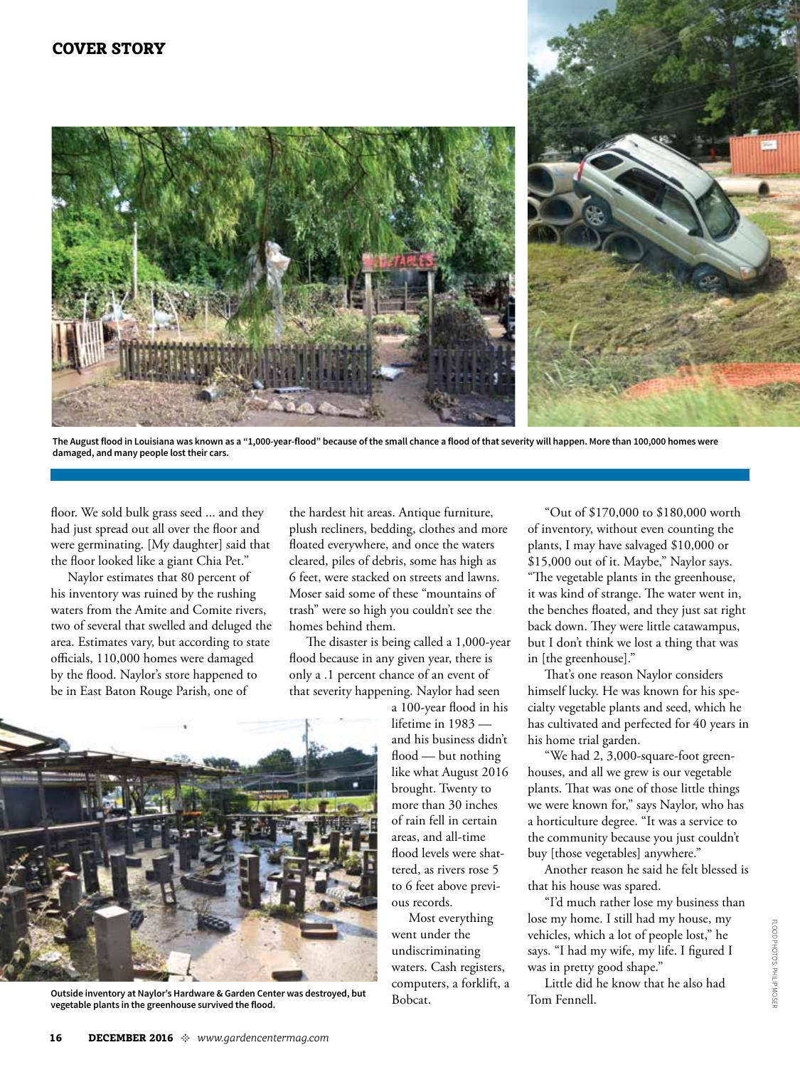The August flood in Louisiana was known as a "1,000-year-flood" because of the small chance a flood of that severity will happen. More than 100,000 homes were damaged, and many people lost their cars.

floor. We sold bulk grass seed ... and they had just spread out all over the floor and were germinating. [My daughter] said that the floor looked like a giant Chia Pet."

Naylor estimates that 80 percent of his inventory was ruined by the rushing waters from the Amite and Comite rivers, two of several that swelled and deluged the area. Estimates vary, but according to state officials, 110,000 homes were damaged by the flood. Naylor's store happened to be in East Baton Rouge Parish, one of the hardest hit areas. Antique furniture, plush recliners, bedding, clothes and more floated everywhere, and once the waters cleared, piles of debris, some has high as 6 feet, were stacked on streets and lawns. Moser said some of these "mountains of trash" were so high you couldn't see the homes behind them.

The disaster is being called a 1,000-year flood because in any given year, there is only a .1 percent chance of an event of that severity happening. Naylor had seen a 100-year flood in his lifetime in 1983 — and his business didn't flood — but nothing like what August 2016 brought. Twenty to more than 30 inches of rain fell in certain areas, and all-time flood levels were shattered, as rivers rose 5 to 6 feet above previous records.

Most everything went under the undiscriminating waters. Cash registers, computers, a forklift, a Bobcat.

Outside inventory at Naylor's Hardware & Garden Center was destroyed, but vegetable plants in the greenhouse survived the flood.

"Out of $170,000 to $180,000 worth of inventory, without even counting the plants, I may have salvaged $10,000 or $15,000 out of it. Maybe," Naylor says. "The vegetable plants in the greenhouse, it was kind of strange. The water went in, the benches floated, and they just sat right back down. They were little catawampus, but I don't think we lost a thing that was in [the greenhouse]."

That's one reason Naylor considers himself lucky. He was known for his specialty vegetable plants and seed, which he has cultivated and perfected for 40 years in his home trial garden.

"We had 2, 3,000-square-foot greenhouses, and all we grew is our vegetable plants. That was one of those little things we were known for," says Naylor, who has a horticulture degree. "It was a service to the community because you just couldn't buy [those vegetables] anywhere."

Another reason he said he felt blessed is that his house was spared.

"I'd much rather lose my business than lose my home. I still had my house, my vehicles, which a lot of people lost," he says. "I had my wife, my life. I figured I was in pretty good shape."

Little did he know that he also had Tom Fennell.

FLOOD PHOTOS: PHILIP MOSER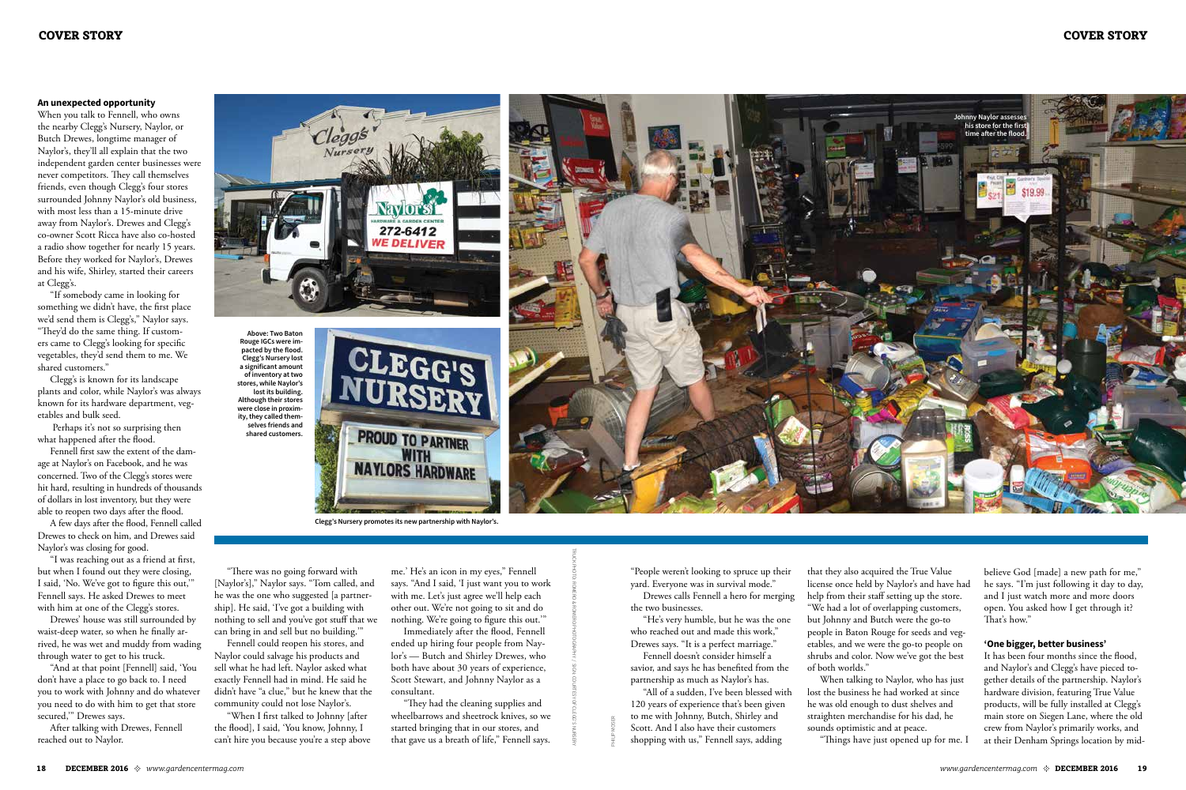### An unexpected opportunity

When you talk to Fennell, who owns the nearby Clegg's Nursery, Naylor, or Butch Drewes, longtime manager of Naylor's, they'll all explain that the two independent garden center businesses were never competitors. They call themselves friends, even though Clegg's four stores surrounded Johnny Naylor's old business, with most less than a 15-minute drive away from Naylor's. Drewes and Clegg's co-owner Scott Ricca have also co-hosted a radio show together for nearly 15 years. Before they worked for Naylor's, Drewes and his wife, Shirley, started their careers at Clegg's.

"If somebody came in looking for something we didn't have, the first place we'd send them is Clegg's," Naylor says. "They'd do the same thing. If customers came to Clegg's looking for specific vegetables, they'd send them to me. We shared customers."

Clegg's is known for its landscape plants and color, while Naylor's was always known for its hardware department, vegetables and bulk seed.

Perhaps it's not so surprising then what happened after the flood.

Fennell first saw the extent of the damage at Naylor's on Facebook, and he was concerned. Two of the Clegg's stores were hit hard, resulting in hundreds of thousands of dollars in lost inventory, but they were able to reopen two days after the flood.

A few days after the flood, Fennell called Drewes to check on him, and Drewes said Naylor's was closing for good.

"I was reaching out as a friend at first, but when I found out they were closing, I said, 'No. We've got to figure this out,'" Fennell says. He asked Drewes to meet with him at one of the Clegg's stores.

Drewes' house was still surrounded by waist-deep water, so when he finally arrived, he was wet and muddy from wading through water to get to his truck.

"And at that point [Fennell] said, 'You don't have a place to go back to. I need you to work with Johnny and do whatever you need to do with him to get that store secured,'" Drewes says.

After talking with Drewes, Fennell reached out to Naylor.

Above: Two Baton Rouge IGCs were impacted by the flood. Clegg's Nursery lost a significant amount of inventory at two stores, while Naylor's lost its building. Although their stores were close in proximity, they called themselves friends and shared customers.

Clegg's Nursery promotes its new partnership with Naylor's.

Johnny Naylor assesses his store for the first time after the flood.

"There was no going forward with [Naylor's]," Naylor says. "Tom called, and he was the one who suggested [a partnership]. He said, 'I've got a building with nothing to sell and you've got stuff that we can bring in and sell but no building.'"

Fennell could reopen his stores, and Naylor could salvage his products and sell what he had left. Naylor asked what exactly Fennell had in mind. He said he didn't have "a clue," but he knew that the community could not lose Naylor's.

"When I first talked to Johnny [after the flood], I said, 'You know, Johnny, I can't hire you because you're a step above me.' He's an icon in my eyes," Fennell says. "And I said, 'I just want you to work with me. Let's just agree we'll help each other out. We're not going to sit and do nothing. We're going to figure this out.'"

Immediately after the flood, Fennell ended up hiring four people from Naylor's — Butch and Shirley Drewes, who both have about 30 years of experience, Scott Stewart, and Johnny Naylor as a consultant.

"They had the cleaning supplies and wheelbarrows and sheetrock knives, so we started bringing that in our stores, and that gave us a breath of life," Fennell says. "People weren't looking to spruce up their yard. Everyone was in survival mode."

Drewes calls Fennell a hero for merging the two businesses.

"He's very humble, but he was the one who reached out and made this work," Drewes says. "It is a perfect marriage."

Fennell doesn't consider himself a savior, and says he has benefited from the partnership as much as Naylor's has.

"All of a sudden, I've been blessed with 120 years of experience that's been given to me with Johnny, Butch, Shirley and Scott. And I also have their customers shopping with us," Fennell says, adding that they also acquired the True Value license once held by Naylor's and have had help from their staff setting up the store. "We had a lot of overlapping customers, but Johnny and Butch were the go-to people in Baton Rouge for seeds and vegetables, and we were the go-to people on shrubs and color. Now we've got the best of both worlds."

When talking to Naylor, who has just lost the business he had worked at since he was old enough to dust shelves and straighten merchandise for his dad, he sounds optimistic and at peace.

"Things have just opened up for me. I believe God [made] a new path for me," he says. "I'm just following it day to day, and I just watch more and more doors open. You asked how I get through it? That's how."

### 'One bigger, better business'

It has been four months since the flood, and Naylor's and Clegg's have pieced together details of the partnership. Naylor's hardware division, featuring True Value products, will be fully installed at Clegg's main store on Siegen Lane, where the old crew from Naylor's primarily works, and at their Denham Springs location by mid-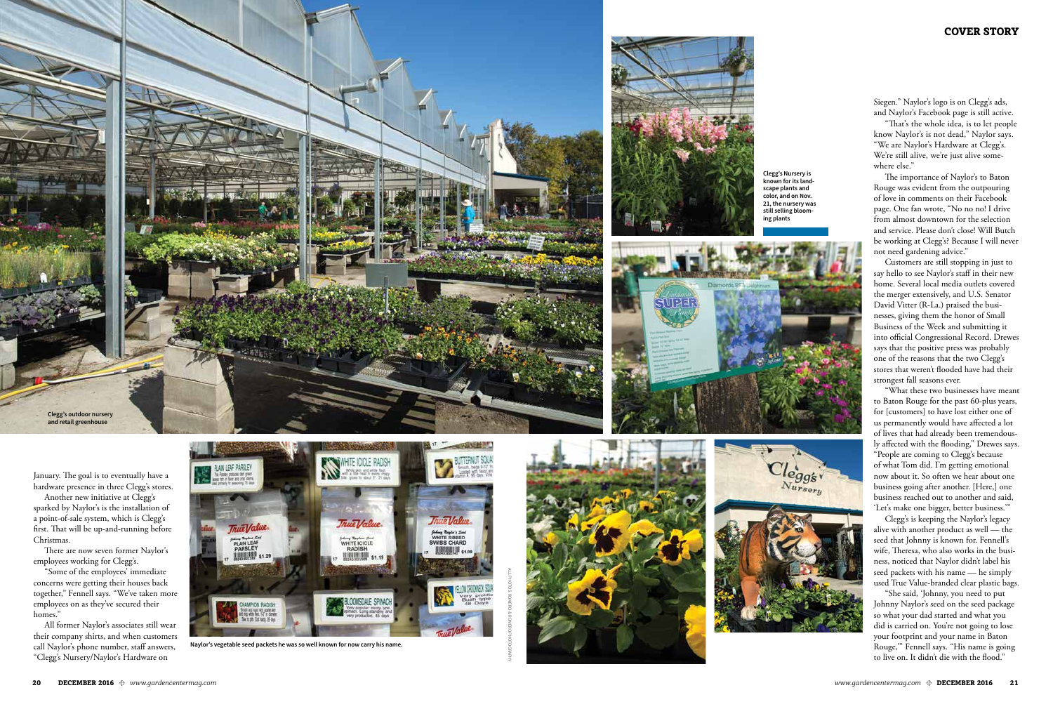## COVER STORY

Clegg's outdoor nursery and retail greenhouse

Clegg's Nursery is known for its landscape plants and color, and on Nov. 21, the nursery was still selling blooming plants

January. The goal is to eventually have a hardware presence in three Clegg's stores.

Another new initiative at Clegg's sparked by Naylor's is the installation of a point-of-sale system, which is Clegg's first. That will be up-and-running before Christmas.

There are now seven former Naylor's employees working for Clegg's.

"Some of the employees' immediate concerns were getting their houses back together," Fennell says. "We've taken more employees on as they've secured their homes."

All former Naylor's associates still wear their company shirts, and when customers call Naylor's phone number, staff answers, "Clegg's Nursery/Naylor's Hardware on Siegen." Naylor's logo is on Clegg's ads, and Naylor's Facebook page is still active.

"That's the whole idea, is to let people know Naylor's is not dead," Naylor says. "We are Naylor's Hardware at Clegg's. We're still alive, we're just alive somewhere else."

The importance of Naylor's to Baton Rouge was evident from the outpouring of love in comments on their Facebook page. One fan wrote, "No no no! I drive from almost downtown for the selection and service. Please don't close! Will Butch be working at Clegg's? Because I will never not need gardening advice."

Customers are still stopping in just to say hello to see Naylor's staff in their new home. Several local media outlets covered the merger extensively, and U.S. Senator David Vitter (R-La.) praised the businesses, giving them the honor of Small Business of the Week and submitting it into official Congressional Record. Drewes says that the positive press was probably one of the reasons that the two Clegg's stores that weren't flooded have had their strongest fall seasons ever.

"What these two businesses have meant to Baton Rouge for the past 60-plus years, for [customers] to have lost either one of us permanently would have affected a lot of lives that had already been tremendously affected with the flooding," Drewes says. "People are coming to Clegg's because of what Tom did. I'm getting emotional now about it. So often we hear about one business going after another. [Here,] one business reached out to another and said, 'Let's make one bigger, better business.'"

Clegg's is keeping the Naylor's legacy alive with another product as well — the seed that Johnny is known for. Fennell's wife, Theresa, who also works in the business, noticed that Naylor didn't label his seed packets with his name — he simply used True Value-branded clear plastic bags.

"She said, 'Johnny, you need to put Johnny Naylor's seed on the seed package so what your dad started and what you did is carried on. You're not going to lose your footprint and your name in Baton Rouge,'" Fennell says. "His name is going to live on. It didn't die with the flood."

Naylor's vegetable seed packets he was so well known for now carry his name.

ALL PHOTOS: ROMERO & ROMERO PHOTOGRAPHY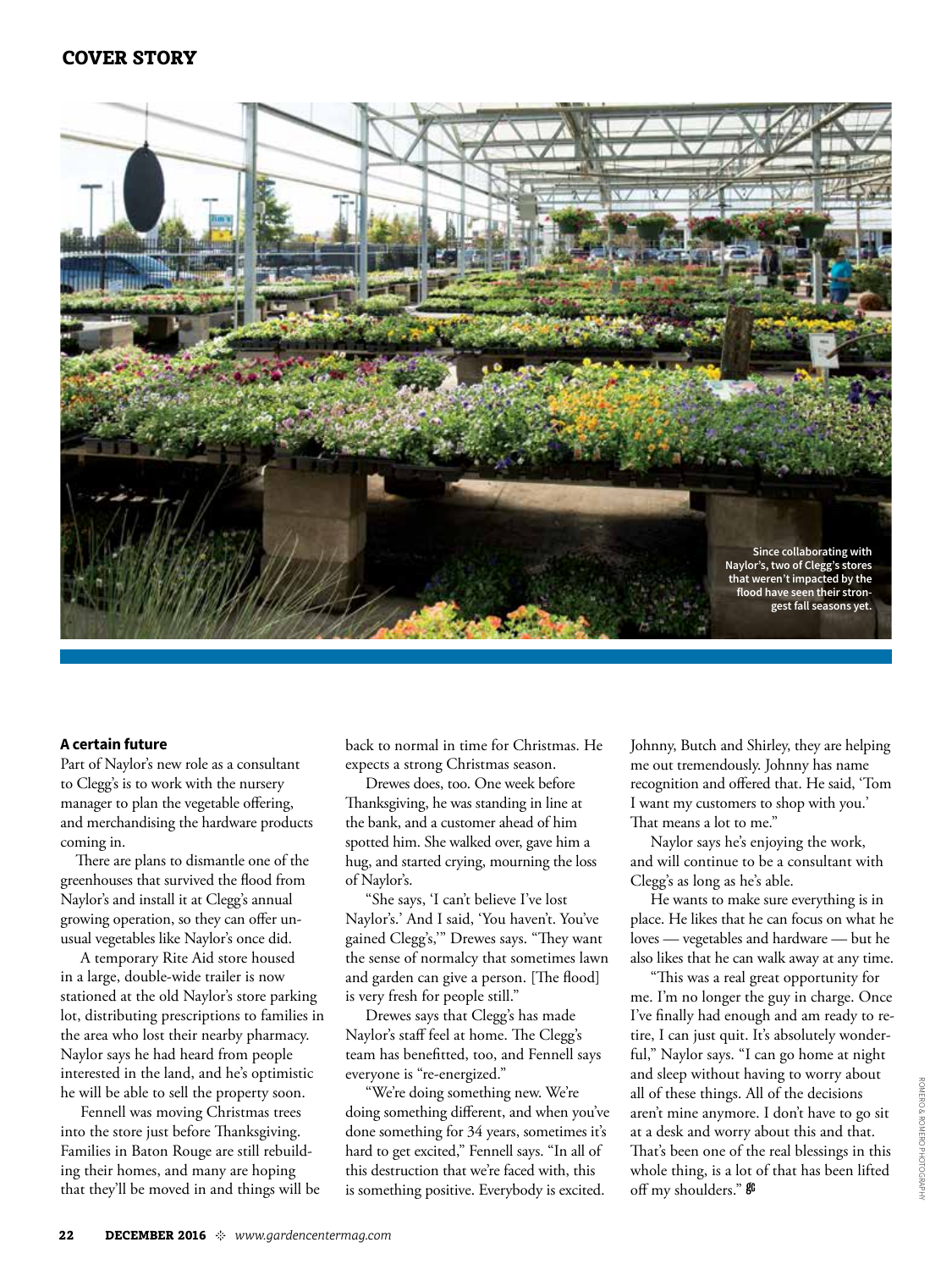Since collaborating with Naylor's, two of Clegg's stores that weren't impacted by the flood have seen their strongest fall seasons yet.

### A certain future

Part of Naylor's new role as a consultant to Clegg's is to work with the nursery manager to plan the vegetable offering, and merchandising the hardware products coming in.

There are plans to dismantle one of the greenhouses that survived the flood from Naylor's and install it at Clegg's annual growing operation, so they can offer unusual vegetables like Naylor's once did.

A temporary Rite Aid store housed in a large, double-wide trailer is now stationed at the old Naylor's store parking lot, distributing prescriptions to families in the area who lost their nearby pharmacy. Naylor says he had heard from people interested in the land, and he's optimistic he will be able to sell the property soon.

Fennell was moving Christmas trees into the store just before Thanksgiving. Families in Baton Rouge are still rebuilding their homes, and many are hoping that they'll be moved in and things will be back to normal in time for Christmas. He expects a strong Christmas season.

Drewes does, too. One week before Thanksgiving, he was standing in line at the bank, and a customer ahead of him spotted him. She walked over, gave him a hug, and started crying, mourning the loss of Naylor's.

"She says, 'I can't believe I've lost Naylor's.' And I said, 'You haven't. You've gained Clegg's,'" Drewes says. "They want the sense of normalcy that sometimes lawn and garden can give a person. [The flood] is very fresh for people still."

Drewes says that Clegg's has made Naylor's staff feel at home. The Clegg's team has benefitted, too, and Fennell says everyone is "re-energized."

"We're doing something new. We're doing something different, and when you've done something for 34 years, sometimes it's hard to get excited," Fennell says. "In all of this destruction that we're faced with, this is something positive. Everybody is excited. Johnny, Butch and Shirley, they are helping me out tremendously. Johnny has name recognition and offered that. He said, 'Tom I want my customers to shop with you.' That means a lot to me."

Naylor says he's enjoying the work, and will continue to be a consultant with Clegg's as long as he's able.

He wants to make sure everything is in place. He likes that he can focus on what he loves — vegetables and hardware — but he also likes that he can walk away at any time.

"This was a real great opportunity for me. I'm no longer the guy in charge. Once I've finally had enough and am ready to retire, I can just quit. It's absolutely wonderful," Naylor says. "I can go home at night and sleep without having to worry about all of these things. All of the decisions aren't mine anymore. I don't have to go sit at a desk and worry about this and that. That's been one of the real blessings in this whole thing, is a lot of that has been lifted off my shoulders."

ROMERO & ROMERO PHOTOGRAPHY